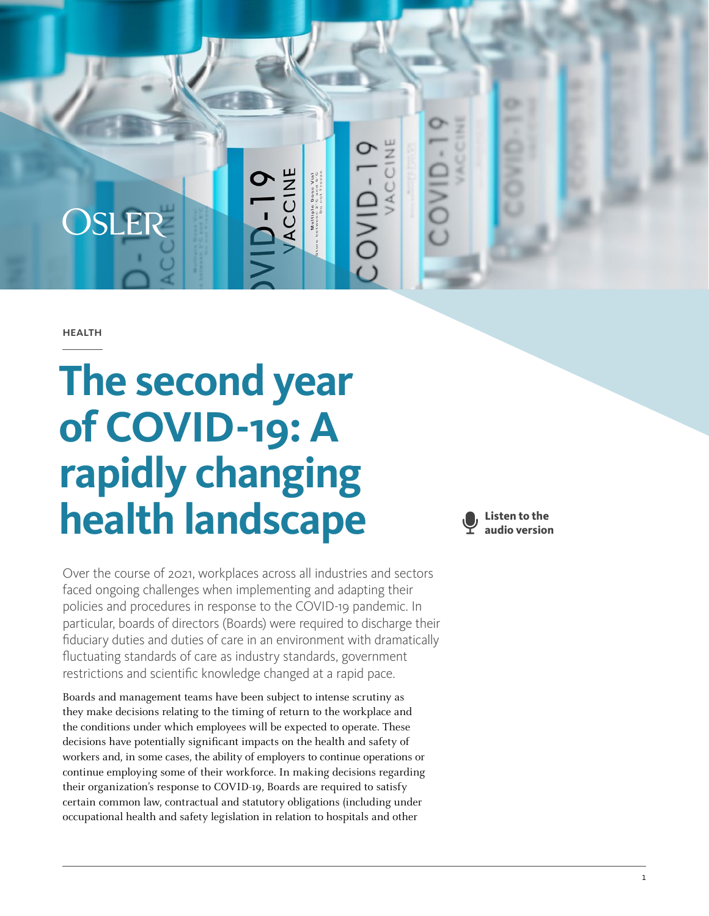HEALTH

# The second year of COVID-19: A rapidly changing health landscape

Listen to the audio version

Over the course of 2021, workplaces across all industries and sectors faced ongoing challenges when implementing and adapting their policies and procedures in response to the COVID-19 pandemic. In particular, boards of directors (Boards) were required to discharge their fiduciary duties and duties of care in an environment with dramatically fluctuating standards of care as industry standards, government restrictions and scientific knowledge changed at a rapid pace.

Boards and management teams have been subject to intense scrutiny as they make decisions relating to the timing of return to the workplace and the conditions under which employees will be expected to operate. These decisions have potentially significant impacts on the health and safety of workers and, in some cases, the ability of employers to continue operations or continue employing some of their workforce. In making decisions regarding their organization's response to COVID-19, Boards are required to satisfy certain common law, contractual and statutory obligations (including under occupational health and safety legislation in relation to hospitals and other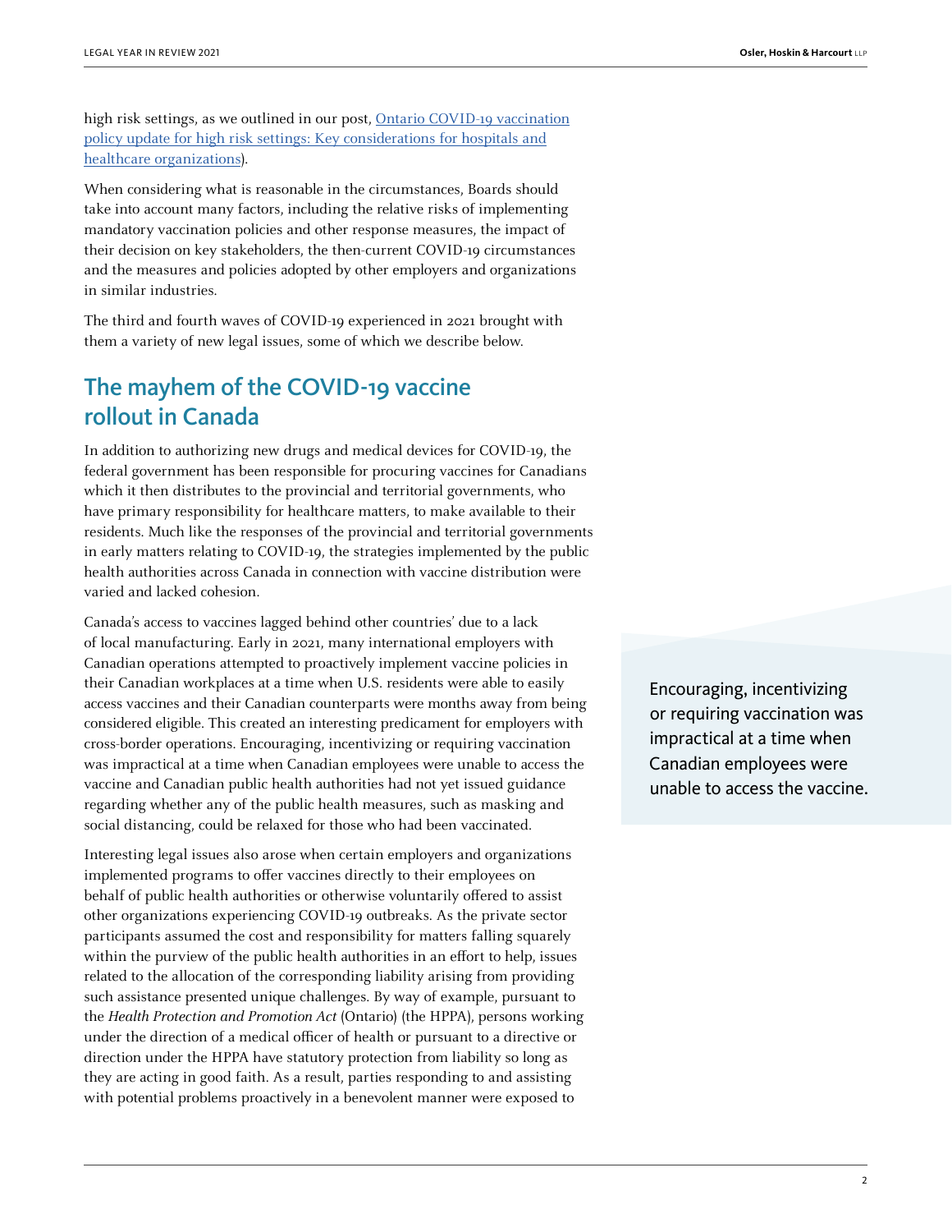high risk settings, as we outlined in our post, [Ontario COVID-19 vaccination policy update for high risk settings: Key considerations for hospitals and healthcare organizations](#)).

When considering what is reasonable in the circumstances, Boards should take into account many factors, including the relative risks of implementing mandatory vaccination policies and other response measures, the impact of their decision on key stakeholders, the then-current COVID-19 circumstances and the measures and policies adopted by other employers and organizations in similar industries.

The third and fourth waves of COVID-19 experienced in 2021 brought with them a variety of new legal issues, some of which we describe below.

## The mayhem of the COVID-19 vaccine rollout in Canada

In addition to authorizing new drugs and medical devices for COVID-19, the federal government has been responsible for procuring vaccines for Canadians which it then distributes to the provincial and territorial governments, who have primary responsibility for healthcare matters, to make available to their residents. Much like the responses of the provincial and territorial governments in early matters relating to COVID-19, the strategies implemented by the public health authorities across Canada in connection with vaccine distribution were varied and lacked cohesion.

Canada's access to vaccines lagged behind other countries' due to a lack of local manufacturing. Early in 2021, many international employers with Canadian operations attempted to proactively implement vaccine policies in their Canadian workplaces at a time when U.S. residents were able to easily access vaccines and their Canadian counterparts were months away from being considered eligible. This created an interesting predicament for employers with cross-border operations. Encouraging, incentivizing or requiring vaccination was impractical at a time when Canadian employees were unable to access the vaccine and Canadian public health authorities had not yet issued guidance regarding whether any of the public health measures, such as masking and social distancing, could be relaxed for those who had been vaccinated.

> Encouraging, incentivizing or requiring vaccination was impractical at a time when Canadian employees were unable to access the vaccine.

Interesting legal issues also arose when certain employers and organizations implemented programs to offer vaccines directly to their employees on behalf of public health authorities or otherwise voluntarily offered to assist other organizations experiencing COVID-19 outbreaks. As the private sector participants assumed the cost and responsibility for matters falling squarely within the purview of the public health authorities in an effort to help, issues related to the allocation of the corresponding liability arising from providing such assistance presented unique challenges. By way of example, pursuant to the *Health Protection and Promotion Act* (Ontario) (the HPPA), persons working under the direction of a medical officer of health or pursuant to a directive or direction under the HPPA have statutory protection from liability so long as they are acting in good faith. As a result, parties responding to and assisting with potential problems proactively in a benevolent manner were exposed to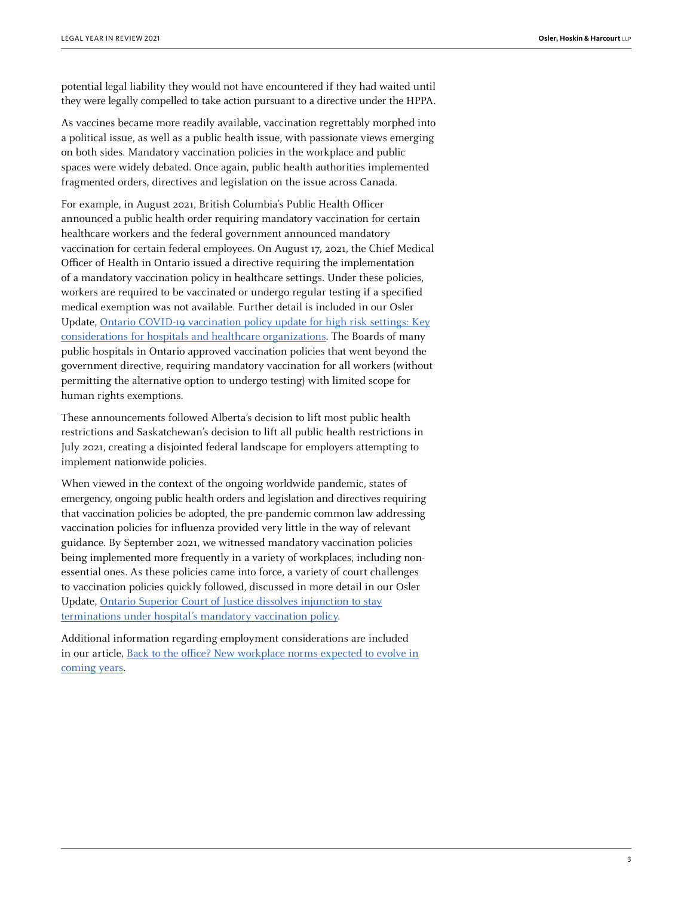potential legal liability they would not have encountered if they had waited until they were legally compelled to take action pursuant to a directive under the HPPA.

As vaccines became more readily available, vaccination regrettably morphed into a political issue, as well as a public health issue, with passionate views emerging on both sides. Mandatory vaccination policies in the workplace and public spaces were widely debated. Once again, public health authorities implemented fragmented orders, directives and legislation on the issue across Canada.

For example, in August 2021, British Columbia's Public Health Officer announced a public health order requiring mandatory vaccination for certain healthcare workers and the federal government announced mandatory vaccination for certain federal employees. On August 17, 2021, the Chief Medical Officer of Health in Ontario issued a directive requiring the implementation of a mandatory vaccination policy in healthcare settings. Under these policies, workers are required to be vaccinated or undergo regular testing if a specified medical exemption was not available. Further detail is included in our Osler Update, Ontario COVID-19 vaccination policy update for high risk settings: Key considerations for hospitals and healthcare organizations. The Boards of many public hospitals in Ontario approved vaccination policies that went beyond the government directive, requiring mandatory vaccination for all workers (without permitting the alternative option to undergo testing) with limited scope for human rights exemptions.

These announcements followed Alberta's decision to lift most public health restrictions and Saskatchewan's decision to lift all public health restrictions in July 2021, creating a disjointed federal landscape for employers attempting to implement nationwide policies.

When viewed in the context of the ongoing worldwide pandemic, states of emergency, ongoing public health orders and legislation and directives requiring that vaccination policies be adopted, the pre-pandemic common law addressing vaccination policies for influenza provided very little in the way of relevant guidance. By September 2021, we witnessed mandatory vaccination policies being implemented more frequently in a variety of workplaces, including non-essential ones. As these policies came into force, a variety of court challenges to vaccination policies quickly followed, discussed in more detail in our Osler Update, Ontario Superior Court of Justice dissolves injunction to stay terminations under hospital's mandatory vaccination policy.

Additional information regarding employment considerations are included in our article, Back to the office? New workplace norms expected to evolve in coming years.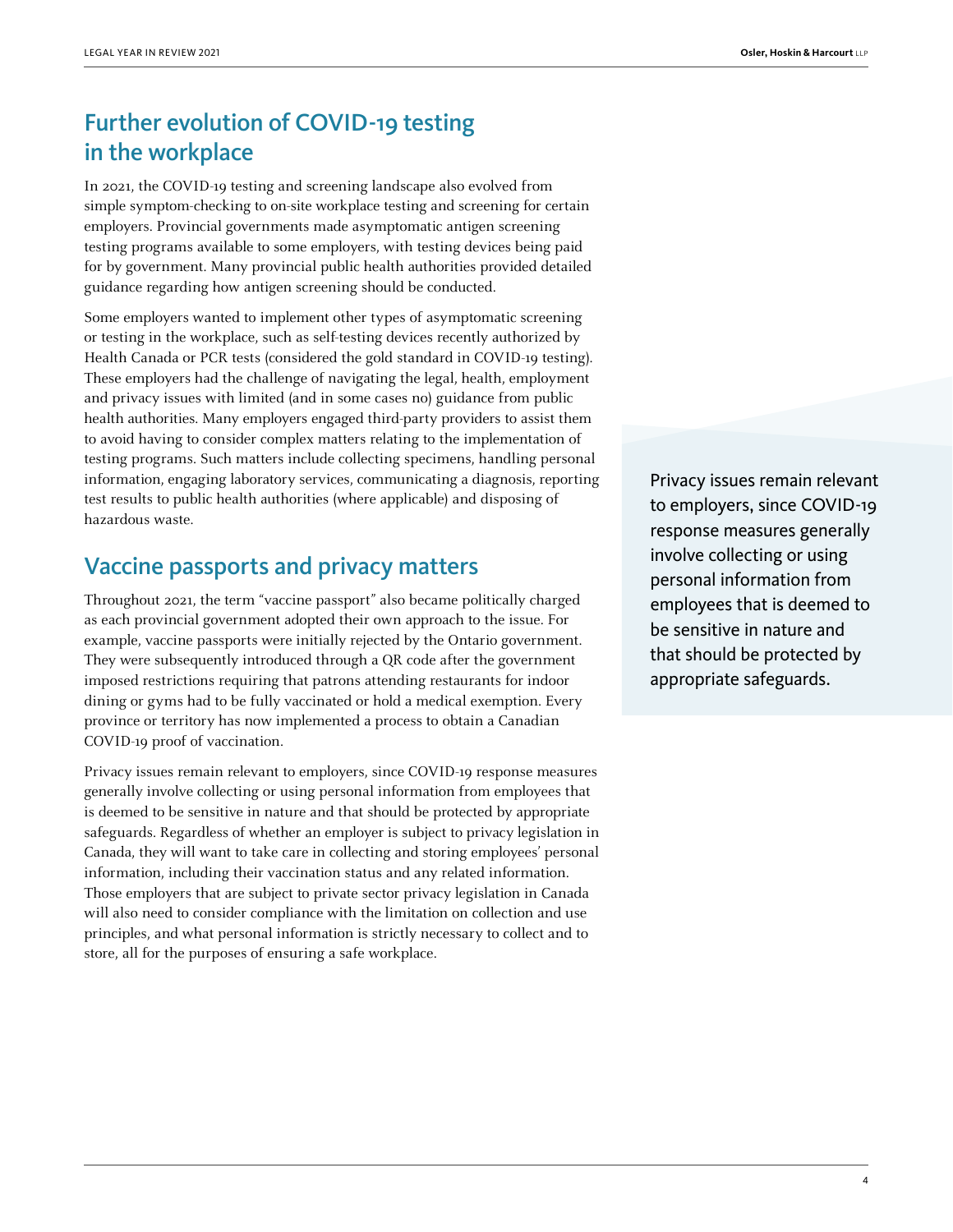## Further evolution of COVID-19 testing in the workplace

In 2021, the COVID-19 testing and screening landscape also evolved from simple symptom-checking to on-site workplace testing and screening for certain employers. Provincial governments made asymptomatic antigen screening testing programs available to some employers, with testing devices being paid for by government. Many provincial public health authorities provided detailed guidance regarding how antigen screening should be conducted.

Some employers wanted to implement other types of asymptomatic screening or testing in the workplace, such as self-testing devices recently authorized by Health Canada or PCR tests (considered the gold standard in COVID-19 testing). These employers had the challenge of navigating the legal, health, employment and privacy issues with limited (and in some cases no) guidance from public health authorities. Many employers engaged third-party providers to assist them to avoid having to consider complex matters relating to the implementation of testing programs. Such matters include collecting specimens, handling personal information, engaging laboratory services, communicating a diagnosis, reporting test results to public health authorities (where applicable) and disposing of hazardous waste.

## Vaccine passports and privacy matters

Throughout 2021, the term "vaccine passport" also became politically charged as each provincial government adopted their own approach to the issue. For example, vaccine passports were initially rejected by the Ontario government. They were subsequently introduced through a QR code after the government imposed restrictions requiring that patrons attending restaurants for indoor dining or gyms had to be fully vaccinated or hold a medical exemption. Every province or territory has now implemented a process to obtain a Canadian COVID-19 proof of vaccination.

Privacy issues remain relevant to employers, since COVID-19 response measures generally involve collecting or using personal information from employees that is deemed to be sensitive in nature and that should be protected by appropriate safeguards. Regardless of whether an employer is subject to privacy legislation in Canada, they will want to take care in collecting and storing employees' personal information, including their vaccination status and any related information. Those employers that are subject to private sector privacy legislation in Canada will also need to consider compliance with the limitation on collection and use principles, and what personal information is strictly necessary to collect and to store, all for the purposes of ensuring a safe workplace.

> Privacy issues remain relevant to employers, since COVID-19 response measures generally involve collecting or using personal information from employees that is deemed to be sensitive in nature and that should be protected by appropriate safeguards.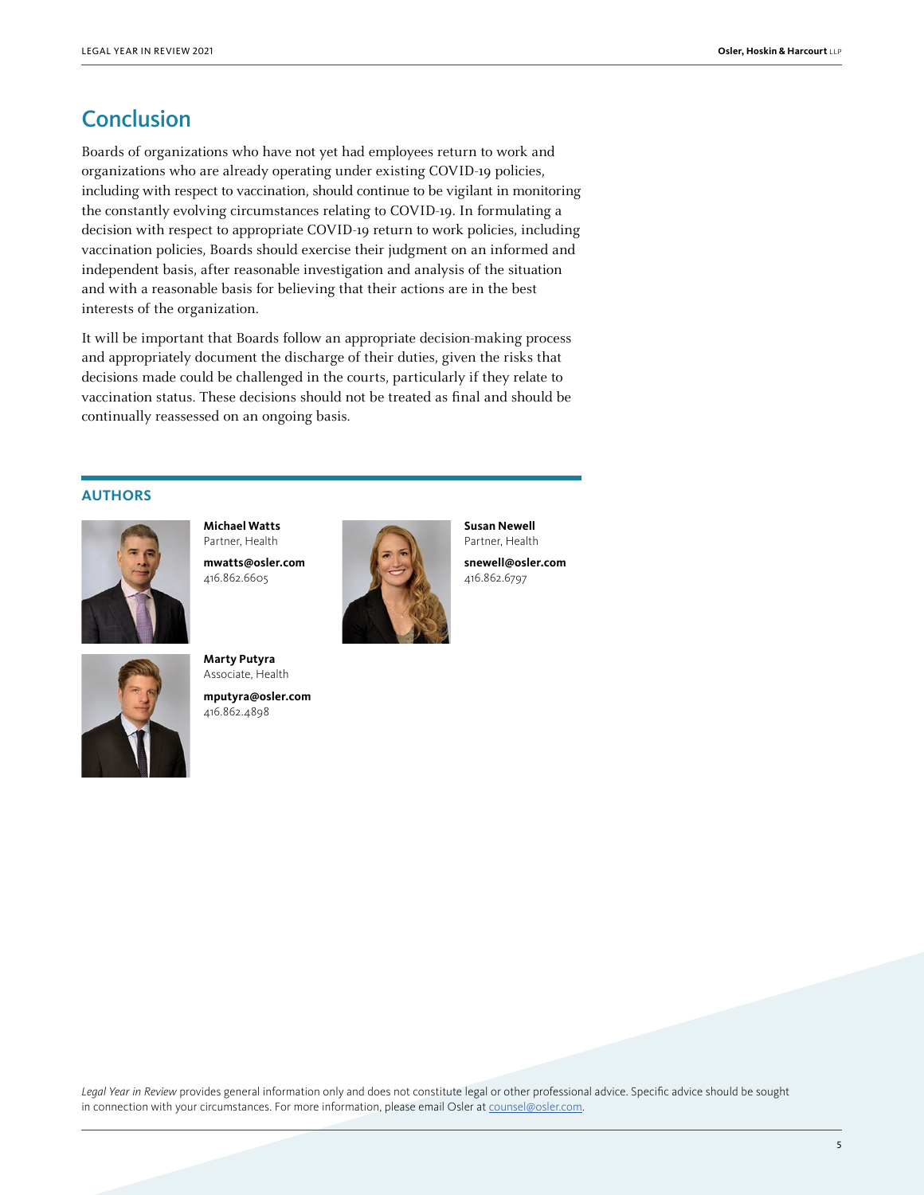## Conclusion

Boards of organizations who have not yet had employees return to work and organizations who are already operating under existing COVID-19 policies, including with respect to vaccination, should continue to be vigilant in monitoring the constantly evolving circumstances relating to COVID-19. In formulating a decision with respect to appropriate COVID-19 return to work policies, including vaccination policies, Boards should exercise their judgment on an informed and independent basis, after reasonable investigation and analysis of the situation and with a reasonable basis for believing that their actions are in the best interests of the organization.

It will be important that Boards follow an appropriate decision-making process and appropriately document the discharge of their duties, given the risks that decisions made could be challenged in the courts, particularly if they relate to vaccination status. These decisions should not be treated as final and should be continually reassessed on an ongoing basis.

### AUTHORS

**Michael Watts**
Partner, Health
**mwatts@osler.com**
416.862.6605

**Susan Newell**
Partner, Health
**snewell@osler.com**
416.862.6797

**Marty Putyra**
Associate, Health
**mputyra@osler.com**
416.862.4898

*Legal Year in Review* provides general information only and does not constitute legal or other professional advice. Specific advice should be sought in connection with your circumstances. For more information, please email Osler at counsel@osler.com.